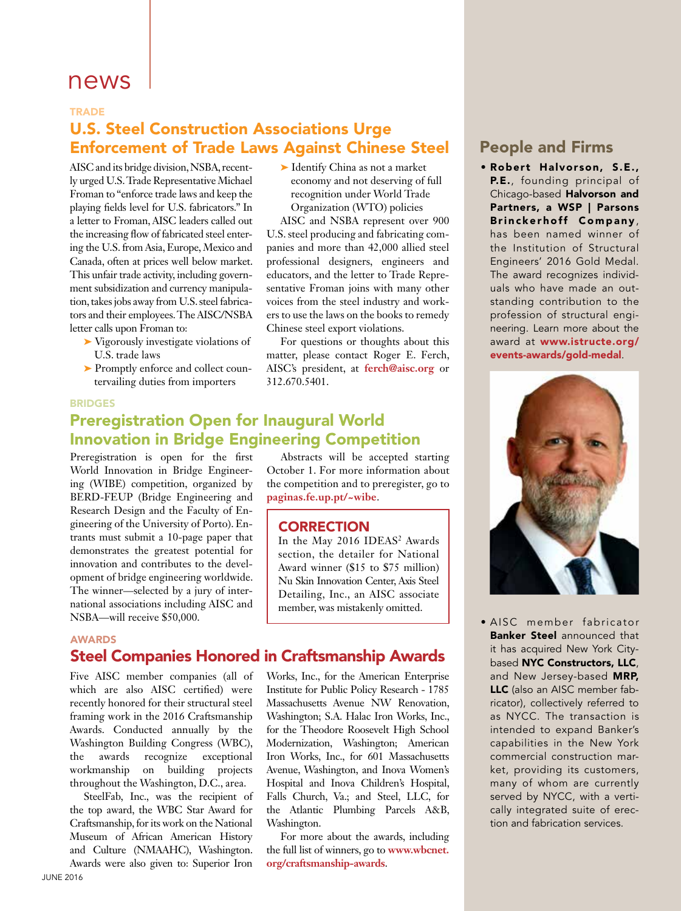# news

TRADE

## U.S. Steel Construction Associations Urge Enforcement of Trade Laws Against Chinese Steel

AISC and its bridge division, NSBA, recently urged U.S. Trade Representative Michael Froman to "enforce trade laws and keep the playing fields level for U.S. fabricators." In a letter to Froman, AISC leaders called out the increasing flow of fabricated steel entering the U.S. from Asia, Europe, Mexico and Canada, often at prices well below market. This unfair trade activity, including government subsidization and currency manipulation, takes jobs away from U.S. steel fabricators and their employees. The AISC/NSBA letter calls upon Froman to:

- Vigorously investigate violations of U.S. trade laws
- Promptly enforce and collect countervailing duties from importers
- Identify China as not a market economy and not deserving of full recognition under World Trade Organization (WTO) policies

AISC and NSBA represent over 900 U.S. steel producing and fabricating companies and more than 42,000 allied steel professional designers, engineers and educators, and the letter to Trade Representative Froman joins with many other voices from the steel industry and workers to use the laws on the books to remedy Chinese steel export violations.

For questions or thoughts about this matter, please contact Roger E. Ferch, AISC's president, at **ferch@aisc.org** or 312.670.5401.

BRIDGES

## Preregistration Open for Inaugural World Innovation in Bridge Engineering Competition

Preregistration is open for the first World Innovation in Bridge Engineering (WIBE) competition, organized by BERD-FEUP (Bridge Engineering and Research Design and the Faculty of Engineering of the University of Porto). Entrants must submit a 10-page paper that demonstrates the greatest potential for innovation and contributes to the development of bridge engineering worldwide. The winner—selected by a jury of international associations including AISC and NSBA—will receive $50,000.

Abstracts will be accepted starting October 1. For more information about the competition and to preregister, go to **paginas.fe.up.pt/~wibe**.

### CORRECTION

In the May 2016 IDEAS[2] Awards section, the detailer for National Award winner ($15 to $75 million) Nu Skin Innovation Center, Axis Steel Detailing, Inc., an AISC associate member, was mistakenly omitted.

AWARDS

## Steel Companies Honored in Craftsmanship Awards

Five AISC member companies (all of which are also AISC certified) were recently honored for their structural steel framing work in the 2016 Craftsmanship Awards. Conducted annually by the Washington Building Congress (WBC), the awards recognize exceptional workmanship on building projects throughout the Washington, D.C., area.

SteelFab, Inc., was the recipient of the top award, the WBC Star Award for Craftsmanship, for its work on the National Museum of African American History and Culture (NMAAHC), Washington. Awards were also given to: Superior Iron Works, Inc., for the American Enterprise Institute for Public Policy Research - 1785 Massachusetts Avenue NW Renovation, Washington; S.A. Halac Iron Works, Inc., for the Theodore Roosevelt High School Modernization, Washington; American Iron Works, Inc., for 601 Massachusetts Avenue, Washington, and Inova Women's Hospital and Inova Children's Hospital, Falls Church, Va.; and Steel, LLC, for the Atlantic Plumbing Parcels A&B, Washington.

For more about the awards, including the full list of winners, go to **www.wbcnet.org/craftsmanship-awards**.

## People and Firms

- **Robert Halvorson, S.E., P.E.**, founding principal of Chicago-based **Halvorson and Partners, a WSP | Parsons Brinckerhoff Company**, has been named winner of the Institution of Structural Engineers' 2016 Gold Medal. The award recognizes individuals who have made an outstanding contribution to the profession of structural engineering. Learn more about the award at **www.istructe.org/events-awards/gold-medal**.

- AISC member fabricator **Banker Steel** announced that it has acquired New York City-based **NYC Constructors, LLC**, and New Jersey-based **MRP, LLC** (also an AISC member fabricator), collectively referred to as NYCC. The transaction is intended to expand Banker's capabilities in the New York commercial construction market, providing its customers, many of whom are currently served by NYCC, with a vertically integrated suite of erection and fabrication services.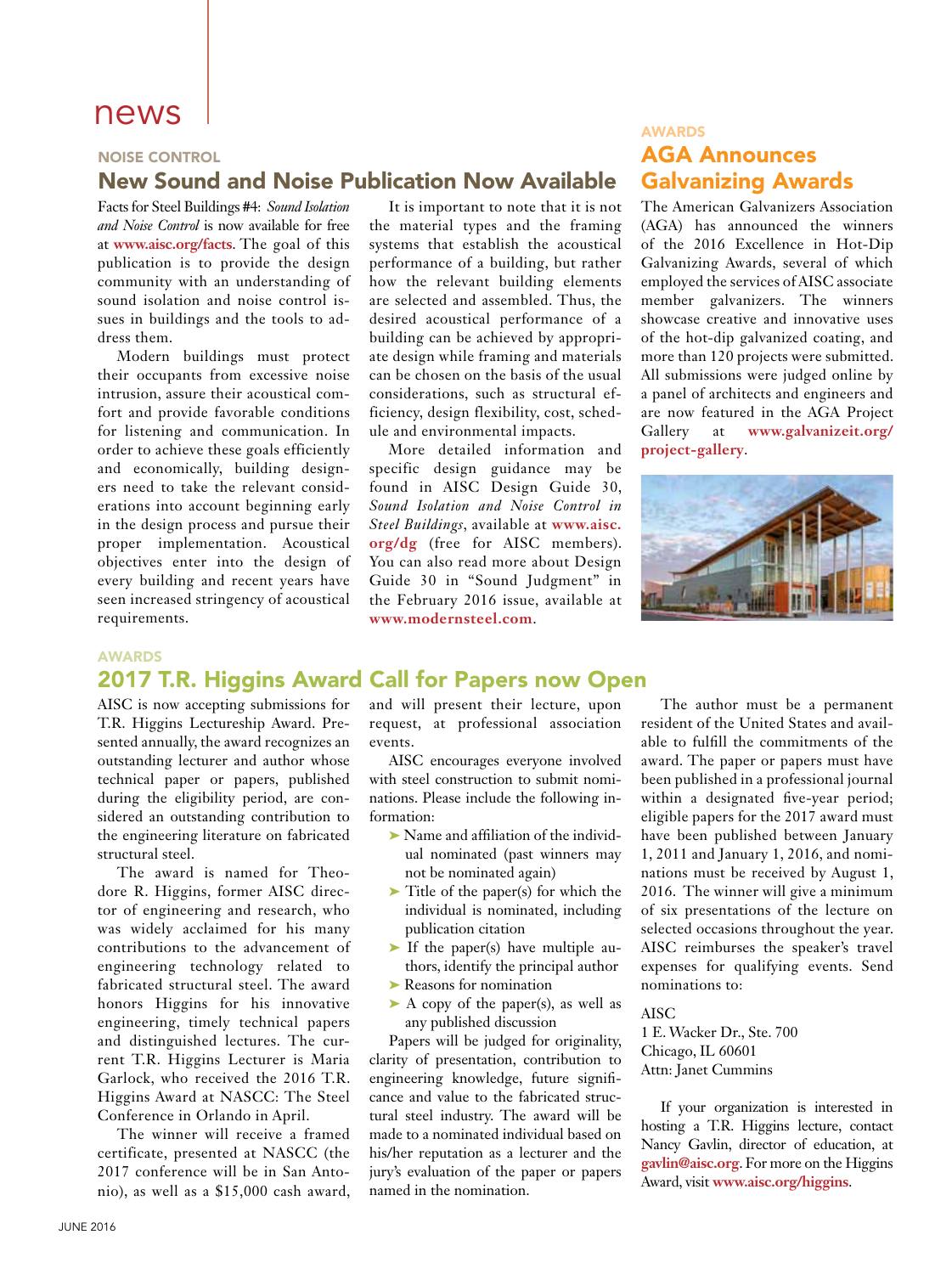news

NOISE CONTROL

## New Sound and Noise Publication Now Available

Facts for Steel Buildings #4: *Sound Isolation and Noise Control* is now available for free at **www.aisc.org/facts**. The goal of this publication is to provide the design community with an understanding of sound isolation and noise control issues in buildings and the tools to address them.

Modern buildings must protect their occupants from excessive noise intrusion, assure their acoustical comfort and provide favorable conditions for listening and communication. In order to achieve these goals efficiently and economically, building designers need to take the relevant considerations into account beginning early in the design process and pursue their proper implementation. Acoustical objectives enter into the design of every building and recent years have seen increased stringency of acoustical requirements.

It is important to note that it is not the material types and the framing systems that establish the acoustical performance of a building, but rather how the relevant building elements are selected and assembled. Thus, the desired acoustical performance of a building can be achieved by appropriate design while framing and materials can be chosen on the basis of the usual considerations, such as structural efficiency, design flexibility, cost, schedule and environmental impacts.

More detailed information and specific design guidance may be found in AISC Design Guide 30, *Sound Isolation and Noise Control in Steel Buildings*, available at **www.aisc.org/dg** (free for AISC members). You can also read more about Design Guide 30 in "Sound Judgment" in the February 2016 issue, available at **www.modernsteel.com**.

AWARDS

## AGA Announces Galvanizing Awards

The American Galvanizers Association (AGA) has announced the winners of the 2016 Excellence in Hot-Dip Galvanizing Awards, several of which employed the services of AISC associate member galvanizers. The winners showcase creative and innovative uses of the hot-dip galvanized coating, and more than 120 projects were submitted. All submissions were judged online by a panel of architects and engineers and are now featured in the AGA Project Gallery at **www.galvanizeit.org/project-gallery**.

AWARDS

## 2017 T.R. Higgins Award Call for Papers now Open

AISC is now accepting submissions for T.R. Higgins Lectureship Award. Presented annually, the award recognizes an outstanding lecturer and author whose technical paper or papers, published during the eligibility period, are considered an outstanding contribution to the engineering literature on fabricated structural steel.

The award is named for Theodore R. Higgins, former AISC director of engineering and research, who was widely acclaimed for his many contributions to the advancement of engineering technology related to fabricated structural steel. The award honors Higgins for his innovative engineering, timely technical papers and distinguished lectures. The current T.R. Higgins Lecturer is Maria Garlock, who received the 2016 T.R. Higgins Award at NASCC: The Steel Conference in Orlando in April.

The winner will receive a framed certificate, presented at NASCC (the 2017 conference will be in San Antonio), as well as a $15,000 cash award, and will present their lecture, upon request, at professional association events.

AISC encourages everyone involved with steel construction to submit nominations. Please include the following information:

- Name and affiliation of the individual nominated (past winners may not be nominated again)
- Title of the paper(s) for which the individual is nominated, including publication citation
- If the paper(s) have multiple authors, identify the principal author
- Reasons for nomination
- A copy of the paper(s), as well as any published discussion

Papers will be judged for originality, clarity of presentation, contribution to engineering knowledge, future significance and value to the fabricated structural steel industry. The award will be made to a nominated individual based on his/her reputation as a lecturer and the jury's evaluation of the paper or papers named in the nomination.

The author must be a permanent resident of the United States and available to fulfill the commitments of the award. The paper or papers must have been published in a professional journal within a designated five-year period; eligible papers for the 2017 award must have been published between January 1, 2011 and January 1, 2016, and nominations must be received by August 1, 2016. The winner will give a minimum of six presentations of the lecture on selected occasions throughout the year. AISC reimburses the speaker's travel expenses for qualifying events. Send nominations to:

AISC
1 E. Wacker Dr., Ste. 700
Chicago, IL 60601
Attn: Janet Cummins

If your organization is interested in hosting a T.R. Higgins lecture, contact Nancy Gavlin, director of education, at **gavlin@aisc.org**. For more on the Higgins Award, visit **www.aisc.org/higgins**.